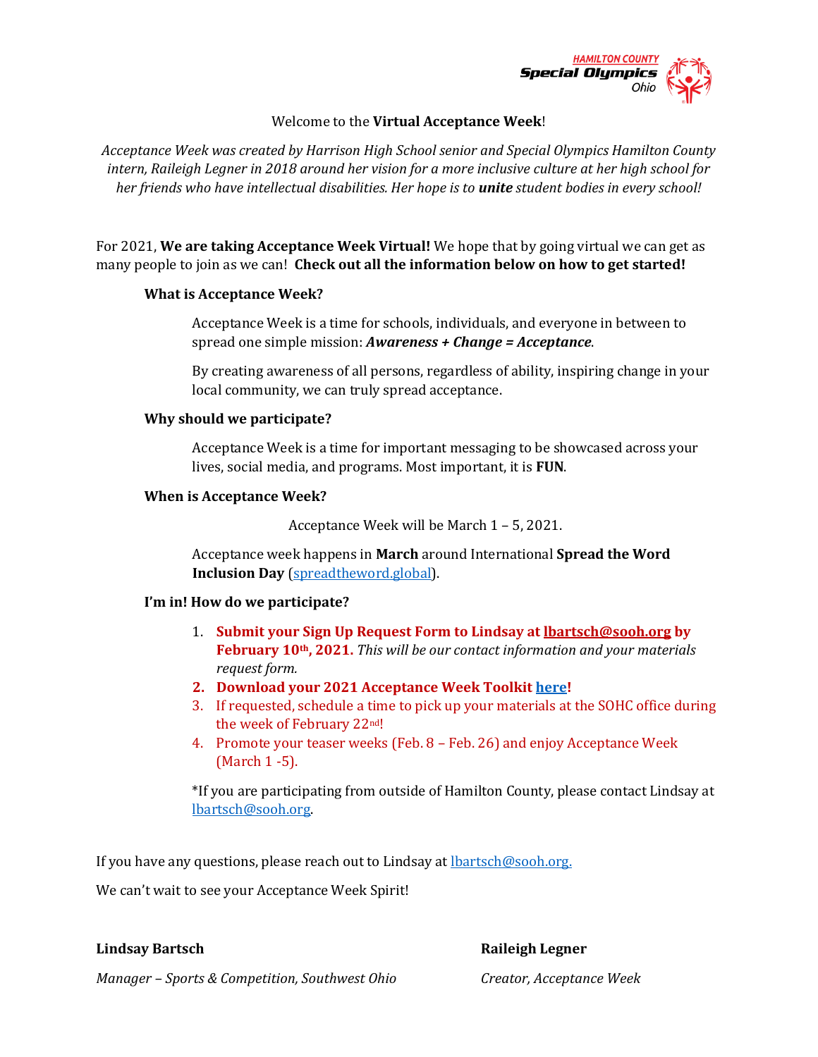Welcome to the **Virtual Acceptance Week**!

*Acceptance Week was created by Harrison High School senior and Special Olympics Hamilton County intern, Raileigh Legner in 2018 around her vision for a more inclusive culture at her high school for her friends who have intellectual disabilities. Her hope is to* ***unite*** *student bodies in every school!*

For 2021, **We are taking Acceptance Week Virtual!** We hope that by going virtual we can get as many people to join as we can! **Check out all the information below on how to get started!**

**What is Acceptance Week?**

Acceptance Week is a time for schools, individuals, and everyone in between to spread one simple mission: ***Awareness + Change = Acceptance***.

By creating awareness of all persons, regardless of ability, inspiring change in your local community, we can truly spread acceptance.

**Why should we participate?**

Acceptance Week is a time for important messaging to be showcased across your lives, social media, and programs. Most important, it is **FUN**.

**When is Acceptance Week?**

Acceptance Week will be March 1 – 5, 2021.

Acceptance week happens in **March** around International **Spread the Word Inclusion Day** (spreadtheword.global).

**I'm in! How do we participate?**

1. **Submit your Sign Up Request Form to Lindsay at lbartsch@sooh.org by February 10th, 2021.** *This will be our contact information and your materials request form.*
2. **Download your 2021 Acceptance Week Toolkit here!**
3. If requested, schedule a time to pick up your materials at the SOHC office during the week of February 22nd!
4. Promote your teaser weeks (Feb. 8 – Feb. 26) and enjoy Acceptance Week (March 1 -5).

*If you are participating from outside of Hamilton County, please contact Lindsay at lbartsch@sooh.org.

If you have any questions, please reach out to Lindsay at lbartsch@sooh.org.

We can't wait to see your Acceptance Week Spirit!

**Lindsay Bartsch**
*Manager – Sports & Competition, Southwest Ohio*

**Raileigh Legner**
*Creator, Acceptance Week*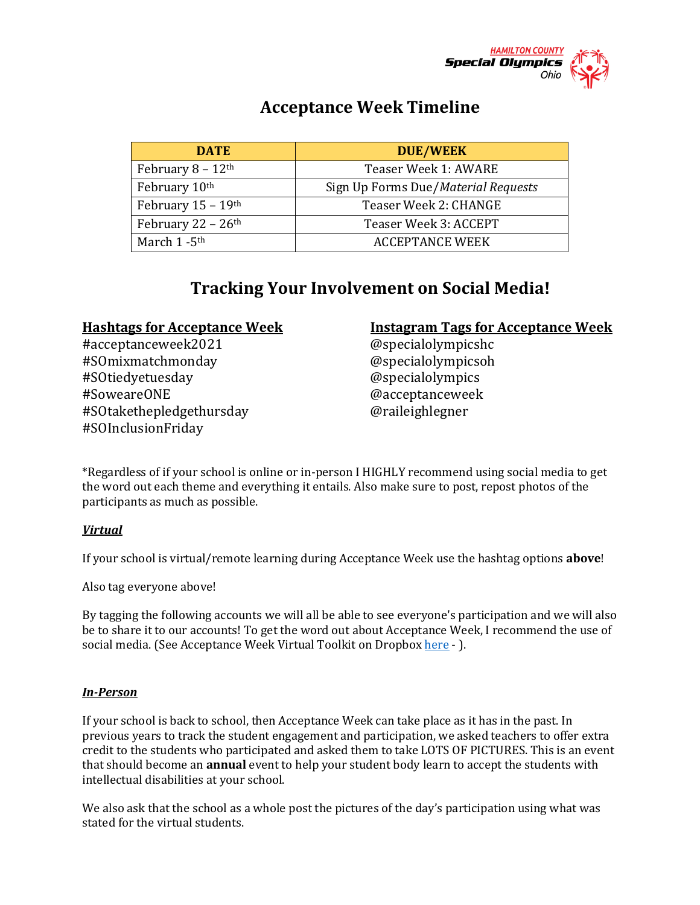# Acceptance Week Timeline

| DATE | DUE/WEEK |
| --- | --- |
| February 8 – 12th | Teaser Week 1: AWARE |
| February 10th | Sign Up Forms Due/*Material Requests* |
| February 15 – 19th | Teaser Week 2: CHANGE |
| February 22 – 26th | Teaser Week 3: ACCEPT |
| March 1 -5th | ACCEPTANCE WEEK |

# Tracking Your Involvement on Social Media!

**Hashtags for Acceptance Week**

#acceptanceweek2021
#SOmixmatchmonday
#SOtiedyetuesday
#SoweareONE
#SOtakethepledgethursday
#SOInclusionFriday

**Instagram Tags for Acceptance Week**

@specialolympicshc
@specialolympicsoh
@specialolympics
@acceptanceweek
@raileighlegner

*Regardless of if your school is online or in-person I HIGHLY recommend using social media to get the word out each theme and everything it entails. Also make sure to post, repost photos of the participants as much as possible.

***Virtual***

If your school is virtual/remote learning during Acceptance Week use the hashtag options **above**!

Also tag everyone above!

By tagging the following accounts we will all be able to see everyone's participation and we will also be to share it to our accounts! To get the word out about Acceptance Week, I recommend the use of social media. (See Acceptance Week Virtual Toolkit on Dropbox here - ).

***In-Person***

If your school is back to school, then Acceptance Week can take place as it has in the past. In previous years to track the student engagement and participation, we asked teachers to offer extra credit to the students who participated and asked them to take LOTS OF PICTURES. This is an event that should become an **annual** event to help your student body learn to accept the students with intellectual disabilities at your school.

We also ask that the school as a whole post the pictures of the day's participation using what was stated for the virtual students.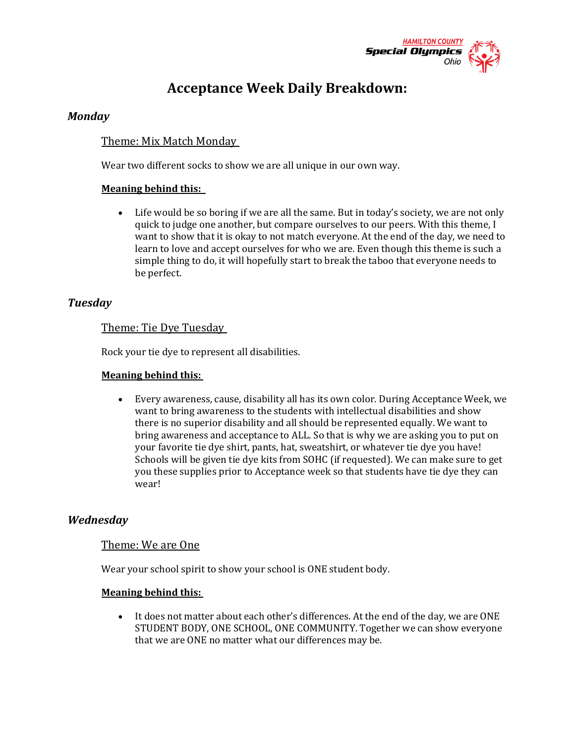# Acceptance Week Daily Breakdown:

## *Monday*

### Theme: Mix Match Monday

Wear two different socks to show we are all unique in our own way.

**Meaning behind this:**

- Life would be so boring if we are all the same. But in today's society, we are not only quick to judge one another, but compare ourselves to our peers. With this theme, I want to show that it is okay to not match everyone. At the end of the day, we need to learn to love and accept ourselves for who we are. Even though this theme is such a simple thing to do, it will hopefully start to break the taboo that everyone needs to be perfect.

## *Tuesday*

### Theme: Tie Dye Tuesday

Rock your tie dye to represent all disabilities.

**Meaning behind this:**

- Every awareness, cause, disability all has its own color. During Acceptance Week, we want to bring awareness to the students with intellectual disabilities and show there is no superior disability and all should be represented equally. We want to bring awareness and acceptance to ALL. So that is why we are asking you to put on your favorite tie dye shirt, pants, hat, sweatshirt, or whatever tie dye you have! Schools will be given tie dye kits from SOHC (if requested). We can make sure to get you these supplies prior to Acceptance week so that students have tie dye they can wear!

## *Wednesday*

### Theme: We are One

Wear your school spirit to show your school is ONE student body.

**Meaning behind this:**

- It does not matter about each other's differences. At the end of the day, we are ONE STUDENT BODY, ONE SCHOOL, ONE COMMUNITY. Together we can show everyone that we are ONE no matter what our differences may be.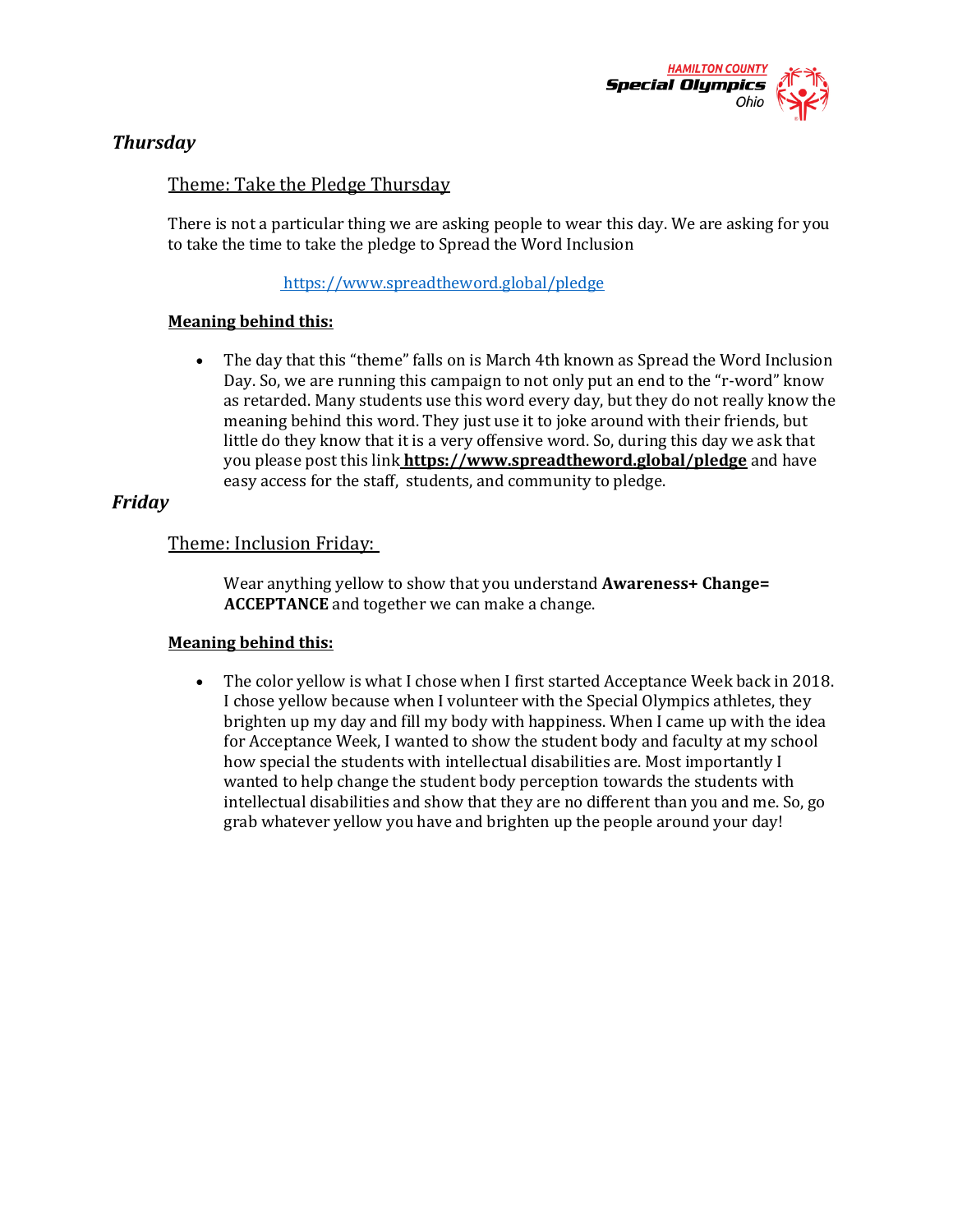### *Thursday*

Theme: Take the Pledge Thursday

There is not a particular thing we are asking people to wear this day. We are asking for you to take the time to take the pledge to Spread the Word Inclusion

https://www.spreadtheword.global/pledge

**Meaning behind this:**

- The day that this "theme" falls on is March 4th known as Spread the Word Inclusion Day. So, we are running this campaign to not only put an end to the "r-word" know as retarded. Many students use this word every day, but they do not really know the meaning behind this word. They just use it to joke around with their friends, but little do they know that it is a very offensive word. So, during this day we ask that you please post this link **https://www.spreadtheword.global/pledge** and have easy access for the staff, students, and community to pledge.

### *Friday*

Theme: Inclusion Friday:

Wear anything yellow to show that you understand **Awareness+ Change= ACCEPTANCE** and together we can make a change.

**Meaning behind this:**

- The color yellow is what I chose when I first started Acceptance Week back in 2018. I chose yellow because when I volunteer with the Special Olympics athletes, they brighten up my day and fill my body with happiness. When I came up with the idea for Acceptance Week, I wanted to show the student body and faculty at my school how special the students with intellectual disabilities are. Most importantly I wanted to help change the student body perception towards the students with intellectual disabilities and show that they are no different than you and me. So, go grab whatever yellow you have and brighten up the people around your day!